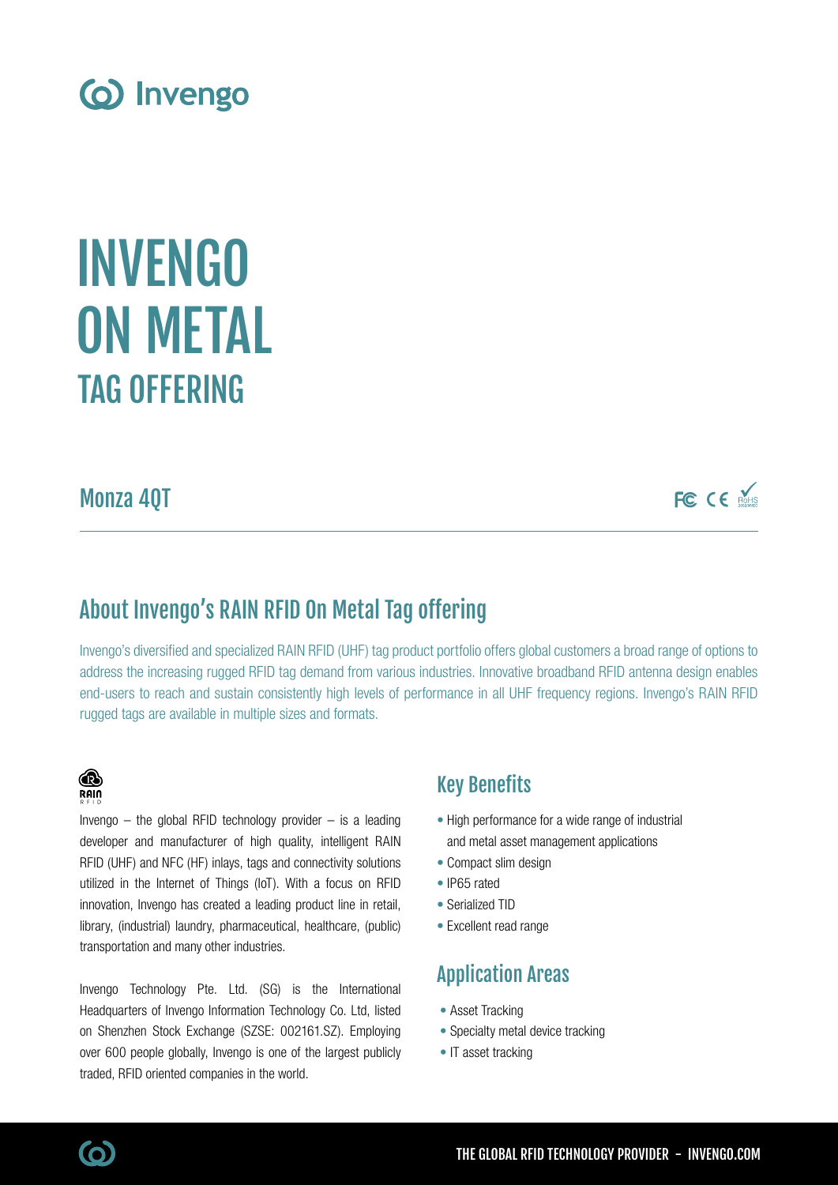# INVENGO ON METAL TAG OFFERING

## Monza 4QT

## About Invengo's RAIN RFID On Metal Tag offering

Invengo's diversified and specialized RAIN RFID (UHF) tag product portfolio offers global customers a broad range of options to address the increasing rugged RFID tag demand from various industries. Innovative broadband RFID antenna design enables end-users to reach and sustain consistently high levels of performance in all UHF frequency regions. Invengo's RAIN RFID rugged tags are available in multiple sizes and formats.

Invengo – the global RFID technology provider – is a leading developer and manufacturer of high quality, intelligent RAIN RFID (UHF) and NFC (HF) inlays, tags and connectivity solutions utilized in the Internet of Things (IoT). With a focus on RFID innovation, Invengo has created a leading product line in retail, library, (industrial) laundry, pharmaceutical, healthcare, (public) transportation and many other industries.

Invengo Technology Pte. Ltd. (SG) is the International Headquarters of Invengo Information Technology Co. Ltd, listed on Shenzhen Stock Exchange (SZSE: 002161.SZ). Employing over 600 people globally, Invengo is one of the largest publicly traded, RFID oriented companies in the world.

## Key Benefits

- High performance for a wide range of industrial and metal asset management applications
- Compact slim design
- IP65 rated
- Serialized TID
- Excellent read range

## Application Areas

- Asset Tracking
- Specialty metal device tracking
- IT asset tracking

THE GLOBAL RFID TECHNOLOGY PROVIDER - INVENGO.COM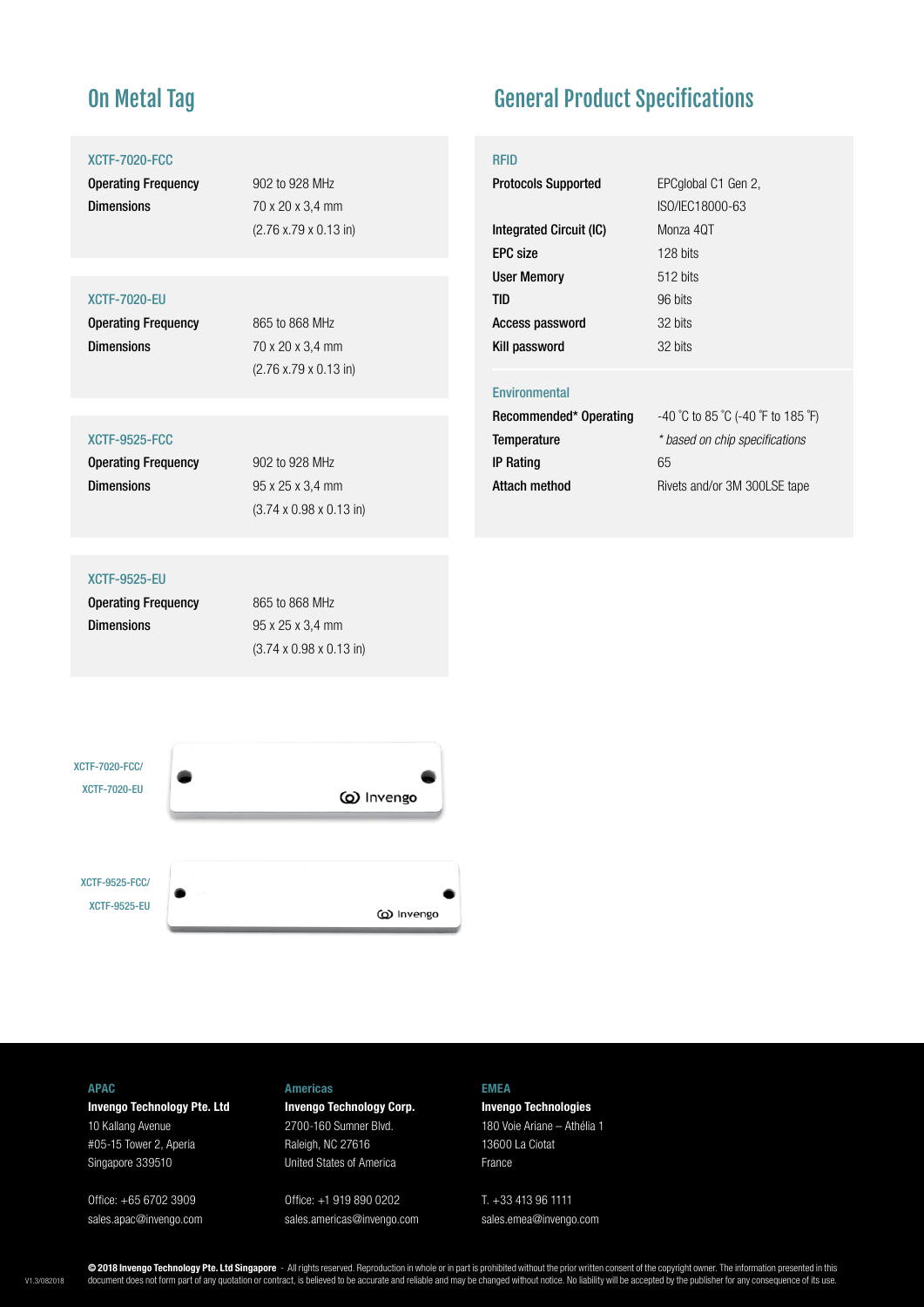## On Metal Tag

### XCTF-7020-FCC

| | |
|---|---|
| **Operating Frequency** | 902 to 928 MHz |
| **Dimensions** | 70 x 20 x 3,4 mm (2.76 x.79 x 0.13 in) |

### XCTF-7020-EU

| | |
|---|---|
| **Operating Frequency** | 865 to 868 MHz |
| **Dimensions** | 70 x 20 x 3,4 mm (2.76 x.79 x 0.13 in) |

### XCTF-9525-FCC

| | |
|---|---|
| **Operating Frequency** | 902 to 928 MHz |
| **Dimensions** | 95 x 25 x 3,4 mm (3.74 x 0.98 x 0.13 in) |

### XCTF-9525-EU

| | |
|---|---|
| **Operating Frequency** | 865 to 868 MHz |
| **Dimensions** | 95 x 25 x 3,4 mm (3.74 x 0.98 x 0.13 in) |

XCTF-7020-FCC/ XCTF-7020-EU

XCTF-9525-FCC/ XCTF-9525-EU

## General Product Specifications

### RFID

| | |
|---|---|
| **Protocols Supported** | EPCglobal C1 Gen 2, ISO/IEC18000-63 |
| **Integrated Circuit (IC)** | Monza 4QT |
| **EPC size** | 128 bits |
| **User Memory** | 512 bits |
| **TID** | 96 bits |
| **Access password** | 32 bits |
| **Kill password** | 32 bits |

### Environmental

| | |
|---|---|
| **Recommended* Operating Temperature** | -40 ˚C to 85 ˚C (-40 ˚F to 185 ˚F) *\* based on chip specifications* |
| **IP Rating** | 65 |
| **Attach method** | Rivets and/or 3M 300LSE tape |

**APAC**
**Invengo Technology Pte. Ltd**
10 Kallang Avenue
#05-15 Tower 2, Aperia
Singapore 339510

Office: +65 6702 3909
sales.apac@invengo.com

**Americas**
**Invengo Technology Corp.**
2700-160 Sumner Blvd.
Raleigh, NC 27616
United States of America

Office: +1 919 890 0202
sales.americas@invengo.com

**EMEA**
**Invengo Technologies**
180 Voie Ariane – Athélia 1
13600 La Ciotat
France

T. +33 413 96 1111
sales.emea@invengo.com

**© 2018 Invengo Technology Pte. Ltd Singapore** - All rights reserved. Reproduction in whole or in part is prohibited without the prior written consent of the copyright owner. The information presented in this document does not form part of any quotation or contract, is believed to be accurate and reliable and may be changed without notice. No liability will be accepted by the publisher for any consequence of its use.

V1.3/082018